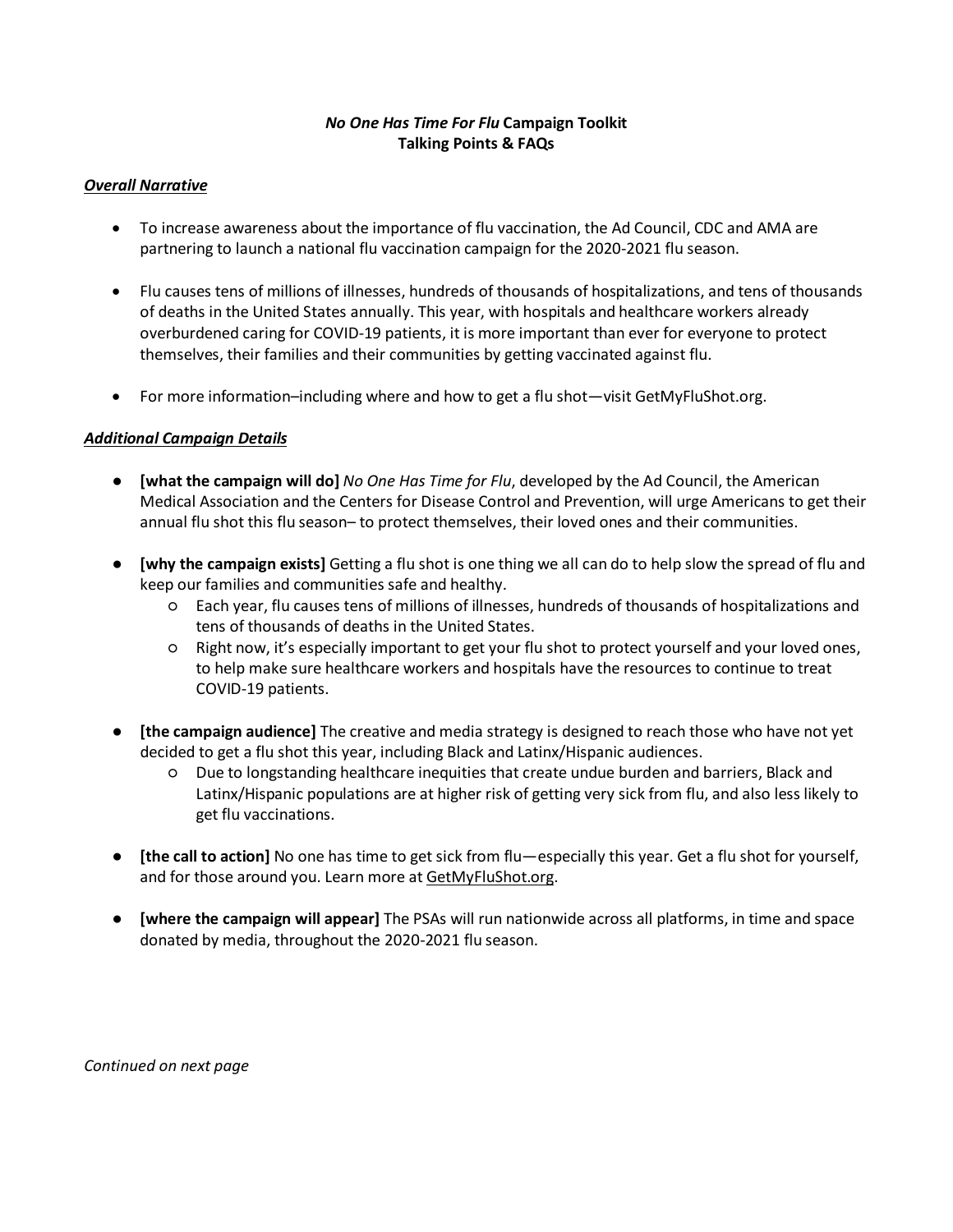# *No One Has Time For Flu* Campaign Toolkit
## Talking Points & FAQs

***Overall Narrative***

- To increase awareness about the importance of flu vaccination, the Ad Council, CDC and AMA are partnering to launch a national flu vaccination campaign for the 2020-2021 flu season.

- Flu causes tens of millions of illnesses, hundreds of thousands of hospitalizations, and tens of thousands of deaths in the United States annually. This year, with hospitals and healthcare workers already overburdened caring for COVID-19 patients, it is more important than ever for everyone to protect themselves, their families and their communities by getting vaccinated against flu.

- For more information–including where and how to get a flu shot—visit GetMyFluShot.org.

***Additional Campaign Details***

- **[what the campaign will do]** *No One Has Time for Flu*, developed by the Ad Council, the American Medical Association and the Centers for Disease Control and Prevention, will urge Americans to get their annual flu shot this flu season– to protect themselves, their loved ones and their communities.

- **[why the campaign exists]** Getting a flu shot is one thing we all can do to help slow the spread of flu and keep our families and communities safe and healthy.
    - Each year, flu causes tens of millions of illnesses, hundreds of thousands of hospitalizations and tens of thousands of deaths in the United States.
    - Right now, it's especially important to get your flu shot to protect yourself and your loved ones, to help make sure healthcare workers and hospitals have the resources to continue to treat COVID-19 patients.

- **[the campaign audience]** The creative and media strategy is designed to reach those who have not yet decided to get a flu shot this year, including Black and Latinx/Hispanic audiences.
    - Due to longstanding healthcare inequities that create undue burden and barriers, Black and Latinx/Hispanic populations are at higher risk of getting very sick from flu, and also less likely to get flu vaccinations.

- **[the call to action]** No one has time to get sick from flu—especially this year. Get a flu shot for yourself, and for those around you. Learn more at GetMyFluShot.org.

- **[where the campaign will appear]** The PSAs will run nationwide across all platforms, in time and space donated by media, throughout the 2020-2021 flu season.

*Continued on next page*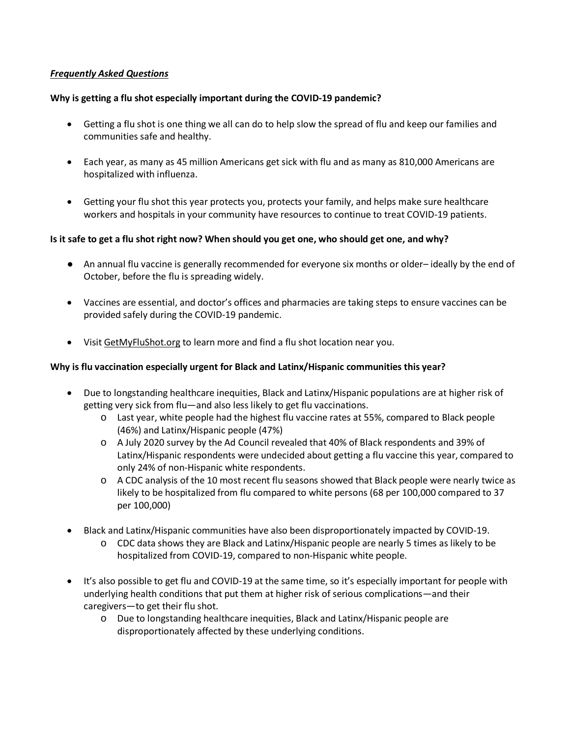***Frequently Asked Questions***

**Why is getting a flu shot especially important during the COVID-19 pandemic?**

- Getting a flu shot is one thing we all can do to help slow the spread of flu and keep our families and communities safe and healthy.
- Each year, as many as 45 million Americans get sick with flu and as many as 810,000 Americans are hospitalized with influenza.
- Getting your flu shot this year protects you, protects your family, and helps make sure healthcare workers and hospitals in your community have resources to continue to treat COVID-19 patients.

**Is it safe to get a flu shot right now? When should you get one, who should get one, and why?**

- An annual flu vaccine is generally recommended for everyone six months or older– ideally by the end of October, before the flu is spreading widely.
- Vaccines are essential, and doctor's offices and pharmacies are taking steps to ensure vaccines can be provided safely during the COVID-19 pandemic.
- Visit GetMyFluShot.org to learn more and find a flu shot location near you.

**Why is flu vaccination especially urgent for Black and Latinx/Hispanic communities this year?**

- Due to longstanding healthcare inequities, Black and Latinx/Hispanic populations are at higher risk of getting very sick from flu—and also less likely to get flu vaccinations.
  - Last year, white people had the highest flu vaccine rates at 55%, compared to Black people (46%) and Latinx/Hispanic people (47%)
  - A July 2020 survey by the Ad Council revealed that 40% of Black respondents and 39% of Latinx/Hispanic respondents were undecided about getting a flu vaccine this year, compared to only 24% of non-Hispanic white respondents.
  - A CDC analysis of the 10 most recent flu seasons showed that Black people were nearly twice as likely to be hospitalized from flu compared to white persons (68 per 100,000 compared to 37 per 100,000)
- Black and Latinx/Hispanic communities have also been disproportionately impacted by COVID-19.
  - CDC data shows they are Black and Latinx/Hispanic people are nearly 5 times as likely to be hospitalized from COVID-19, compared to non-Hispanic white people.
- It's also possible to get flu and COVID-19 at the same time, so it's especially important for people with underlying health conditions that put them at higher risk of serious complications—and their caregivers—to get their flu shot.
  - Due to longstanding healthcare inequities, Black and Latinx/Hispanic people are disproportionately affected by these underlying conditions.